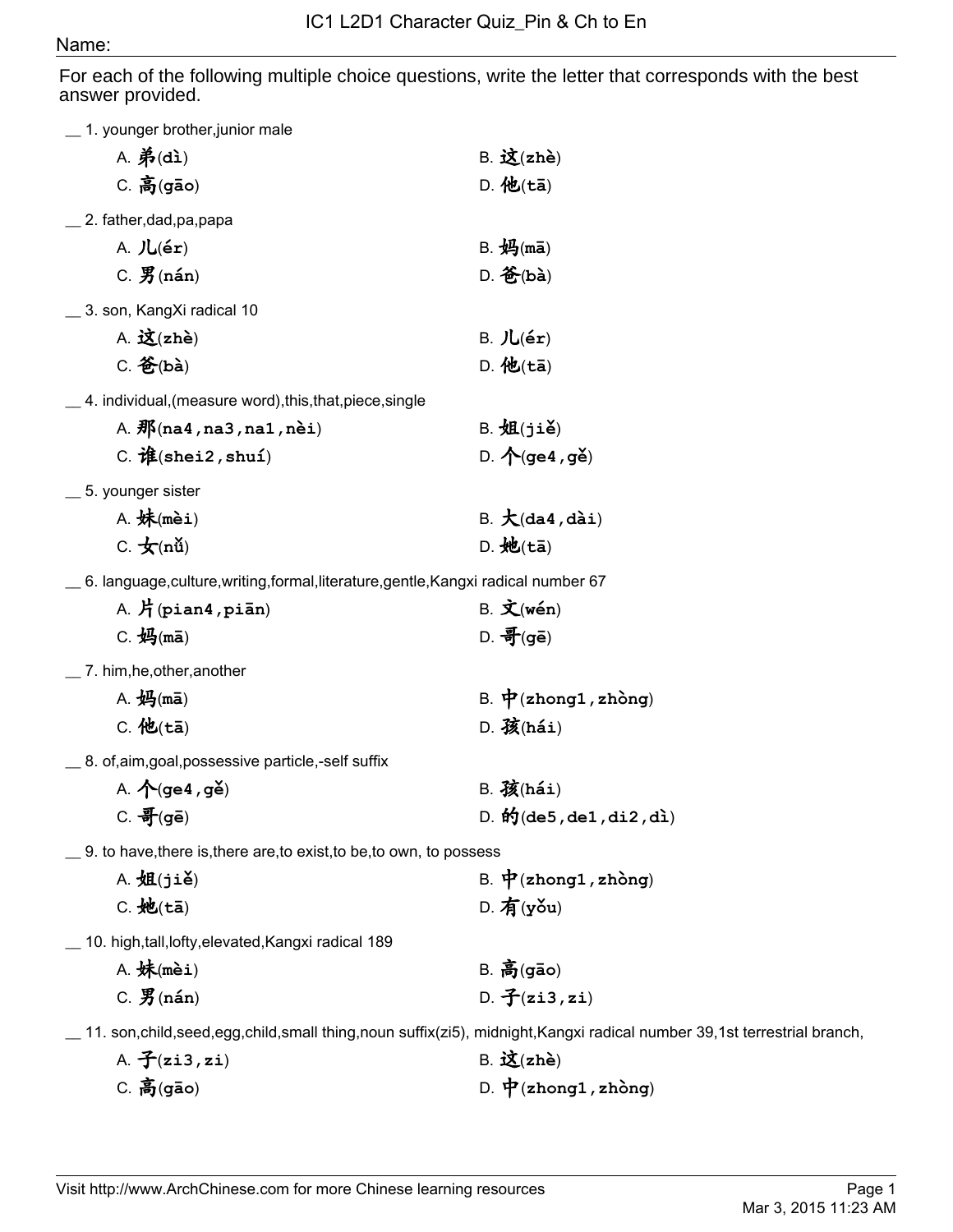# IC1 L2D1 Character Quiz_Pin & Ch to En

Name:

For each of the following multiple choice questions, write the letter that corresponds with the best answer provided.

__ 1. younger brother,junior male

A. 弟(dì) B. 这(zhè)
C. 高(gāo) D. 他(tā)

__ 2. father,dad,pa,papa

A. 儿(ér) B. 妈(mā)
C. 男(nán) D. 爸(bà)

__ 3. son, KangXi radical 10

A. 这(zhè) B. 儿(ér)
C. 爸(bà) D. 他(tā)

__ 4. individual,(measure word),this,that,piece,single

A. 那(na4,na3,na1,nèi) B. 姐(jiě)
C. 谁(shei2,shuí) D. 个(ge4,gě)

__ 5. younger sister

A. 妹(mèi) B. 大(da4,dài)
C. 女(nǚ) D. 她(tā)

__ 6. language,culture,writing,formal,literature,gentle,Kangxi radical number 67

A. 片(pian4,piān) B. 文(wén)
C. 妈(mā) D. 哥(gē)

__ 7. him,he,other,another

A. 妈(mā) B. 中(zhong1,zhòng)
C. 他(tā) D. 孩(hái)

__ 8. of,aim,goal,possessive particle,-self suffix

A. 个(ge4,gě) B. 孩(hái)
C. 哥(gē) D. 的(de5,de1,di2,dì)

__ 9. to have,there is,there are,to exist,to be,to own, to possess

A. 姐(jiě) B. 中(zhong1,zhòng)
C. 她(tā) D. 有(yǒu)

__ 10. high,tall,lofty,elevated,Kangxi radical 189

A. 妹(mèi) B. 高(gāo)
C. 男(nán) D. 子(zi3,zi)

__ 11. son,child,seed,egg,child,small thing,noun suffix(zi5), midnight,Kangxi radical number 39,1st terrestrial branch,

A. 子(zi3,zi) B. 这(zhè)
C. 高(gāo) D. 中(zhong1,zhòng)

Visit http://www.ArchChinese.com for more Chinese learning resources

Mar 3, 2015 11:23 AM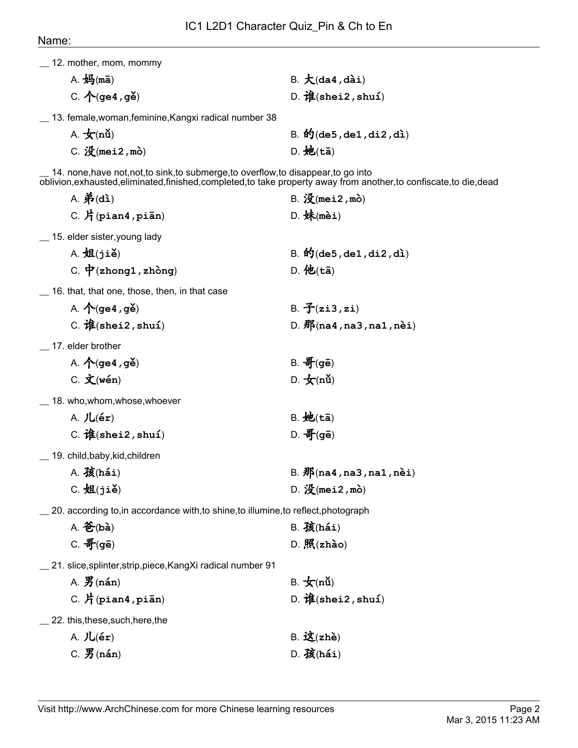IC1 L2D1 Character Quiz_Pin & Ch to En

Name:

__ 12. mother, mom, mommy

A. 妈(mā)
B. 大(da4,dài)
C. 个(ge4,gě)
D. 谁(shei2,shuí)

__ 13. female,woman,feminine,Kangxi radical number 38

A. 女(nǚ)
B. 的(de5,de1,di2,dì)
C. 没(mei2,mò)
D. 她(tā)

__ 14. none,have not,not,to sink,to submerge,to overflow,to disappear,to go into oblivion,exhausted,eliminated,finished,completed,to take property away from another,to confiscate,to die,dead

A. 弟(dì)
B. 没(mei2,mò)
C. 片(pian4,piān)
D. 妹(mèi)

__ 15. elder sister,young lady

A. 姐(jiě)
B. 的(de5,de1,di2,dì)
C. 中(zhong1,zhòng)
D. 他(tā)

__ 16. that, that one, those, then, in that case

A. 个(ge4,gě)
B. 子(zi3,zi)
C. 谁(shei2,shuí)
D. 那(na4,na3,na1,nèi)

__ 17. elder brother

A. 个(ge4,gě)
B. 哥(gē)
C. 文(wén)
D. 女(nǚ)

__ 18. who,whom,whose,whoever

A. 儿(ér)
B. 她(tā)
C. 谁(shei2,shuí)
D. 哥(gē)

__ 19. child,baby,kid,children

A. 孩(hái)
B. 那(na4,na3,na1,nèi)
C. 姐(jiě)
D. 没(mei2,mò)

__ 20. according to,in accordance with,to shine,to illumine,to reflect,photograph

A. 爸(bà)
B. 孩(hái)
C. 哥(gē)
D. 照(zhào)

__ 21. slice,splinter,strip,piece,KangXi radical number 91

A. 男(nán)
B. 女(nǚ)
C. 片(pian4,piān)
D. 谁(shei2,shuí)

__ 22. this,these,such,here,the

A. 儿(ér)
B. 这(zhè)
C. 男(nán)
D. 孩(hái)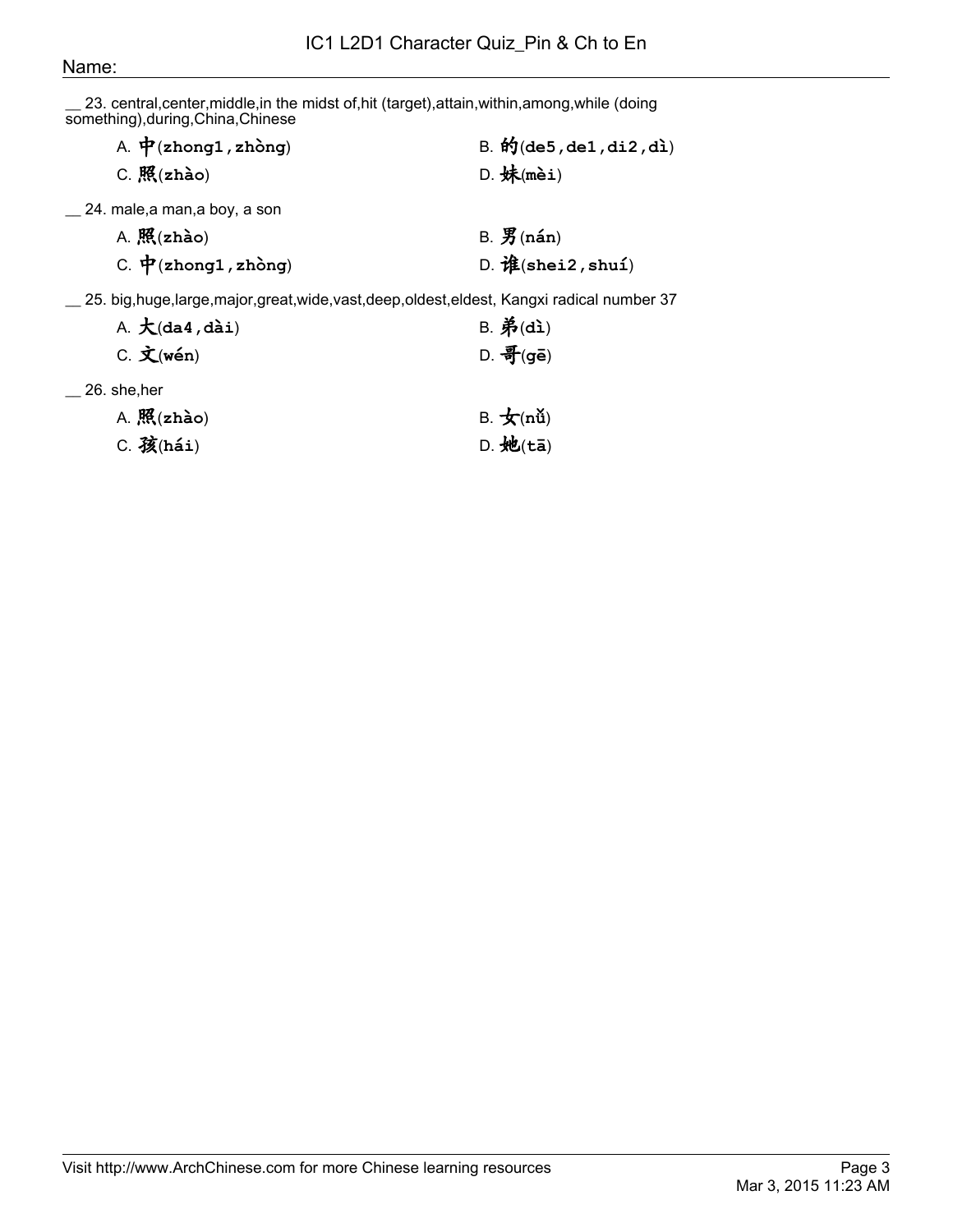Name:

__ 23. central,center,middle,in the midst of,hit (target),attain,within,among,while (doing something),during,China,Chinese

A. 中(**zhong1,zhòng**)
B. 的(**de5,de1,di2,dì**)
C. 照(**zhào**)
D. 妹(**mèi**)

__ 24. male,a man,a boy, a son

A. 照(**zhào**)
B. 男(**nán**)
C. 中(**zhong1,zhòng**)
D. 谁(**shei2,shuí**)

__ 25. big,huge,large,major,great,wide,vast,deep,oldest,eldest, Kangxi radical number 37

A. 大(**da4,dài**)
B. 弟(**dì**)
C. 文(**wén**)
D. 哥(**gē**)

__ 26. she,her

A. 照(**zhào**)
B. 女(**nǚ**)
C. 孩(**hái**)
D. 她(**tā**)